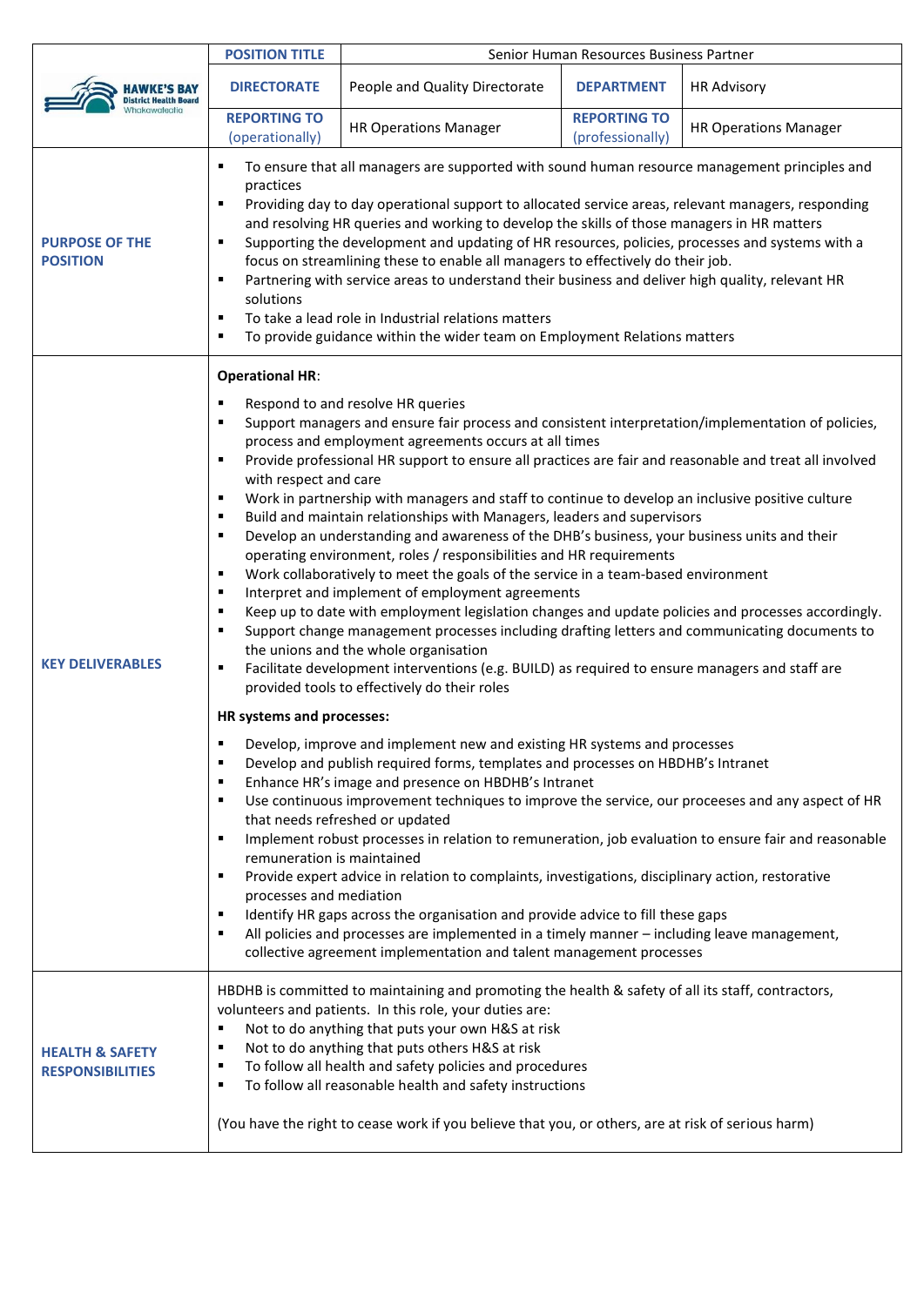| HAWKE'S BAY District Health Board Whakawāteātia | POSITION TITLE | Senior Human Resources Business Partner | | |
|---|---|---|---|---|
| | DIRECTORATE | People and Quality Directorate | DEPARTMENT | HR Advisory |
| | REPORTING TO (operationally) | HR Operations Manager | REPORTING TO (professionally) | HR Operations Manager |

**PURPOSE OF THE POSITION**

- To ensure that all managers are supported with sound human resource management principles and practices
- Providing day to day operational support to allocated service areas, relevant managers, responding and resolving HR queries and working to develop the skills of those managers in HR matters
- Supporting the development and updating of HR resources, policies, processes and systems with a focus on streamlining these to enable all managers to effectively do their job.
- Partnering with service areas to understand their business and deliver high quality, relevant HR solutions
- To take a lead role in Industrial relations matters
- To provide guidance within the wider team on Employment Relations matters

**KEY DELIVERABLES**

**Operational HR**:

- Respond to and resolve HR queries
- Support managers and ensure fair process and consistent interpretation/implementation of policies, process and employment agreements occurs at all times
- Provide professional HR support to ensure all practices are fair and reasonable and treat all involved with respect and care
- Work in partnership with managers and staff to continue to develop an inclusive positive culture
- Build and maintain relationships with Managers, leaders and supervisors
- Develop an understanding and awareness of the DHB's business, your business units and their operating environment, roles / responsibilities and HR requirements
- Work collaboratively to meet the goals of the service in a team-based environment
- Interpret and implement of employment agreements
- Keep up to date with employment legislation changes and update policies and processes accordingly.
- Support change management processes including drafting letters and communicating documents to the unions and the whole organisation
- Facilitate development interventions (e.g. BUILD) as required to ensure managers and staff are provided tools to effectively do their roles

**HR systems and processes:**

- Develop, improve and implement new and existing HR systems and processes
- Develop and publish required forms, templates and processes on HBDHB's Intranet
- Enhance HR's image and presence on HBDHB's Intranet
- Use continuous improvement techniques to improve the service, our proceeses and any aspect of HR that needs refreshed or updated
- Implement robust processes in relation to remuneration, job evaluation to ensure fair and reasonable remuneration is maintained
- Provide expert advice in relation to complaints, investigations, disciplinary action, restorative processes and mediation
- Identify HR gaps across the organisation and provide advice to fill these gaps
- All policies and processes are implemented in a timely manner – including leave management, collective agreement implementation and talent management processes

**HEALTH & SAFETY RESPONSIBILITIES**

HBDHB is committed to maintaining and promoting the health & safety of all its staff, contractors, volunteers and patients. In this role, your duties are:

- Not to do anything that puts your own H&S at risk
- Not to do anything that puts others H&S at risk
- To follow all health and safety policies and procedures
- To follow all reasonable health and safety instructions

(You have the right to cease work if you believe that you, or others, are at risk of serious harm)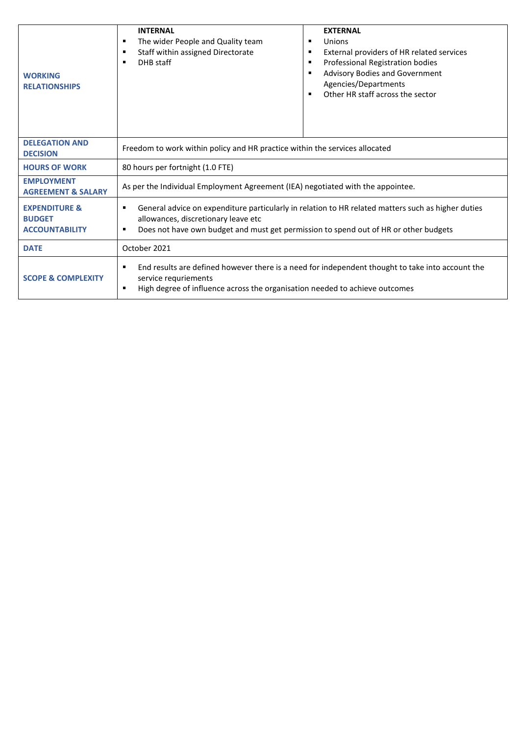| | | |
|---|---|---|
| **WORKING RELATIONSHIPS** | **INTERNAL**<br>▪ The wider People and Quality team<br>▪ Staff within assigned Directorate<br>▪ DHB staff | **EXTERNAL**<br>▪ Unions<br>▪ External providers of HR related services<br>▪ Professional Registration bodies<br>▪ Advisory Bodies and Government Agencies/Departments<br>▪ Other HR staff across the sector |
| **DELEGATION AND DECISION** | Freedom to work within policy and HR practice within the services allocated | |
| **HOURS OF WORK** | 80 hours per fortnight (1.0 FTE) | |
| **EMPLOYMENT AGREEMENT & SALARY** | As per the Individual Employment Agreement (IEA) negotiated with the appointee. | |
| **EXPENDITURE & BUDGET ACCOUNTABILITY** | ▪ General advice on expenditure particularly in relation to HR related matters such as higher duties allowances, discretionary leave etc<br>▪ Does not have own budget and must get permission to spend out of HR or other budgets | |
| **DATE** | October 2021 | |
| **SCOPE & COMPLEXITY** | ▪ End results are defined however there is a need for independent thought to take into account the service requriements<br>▪ High degree of influence across the organisation needed to achieve outcomes | |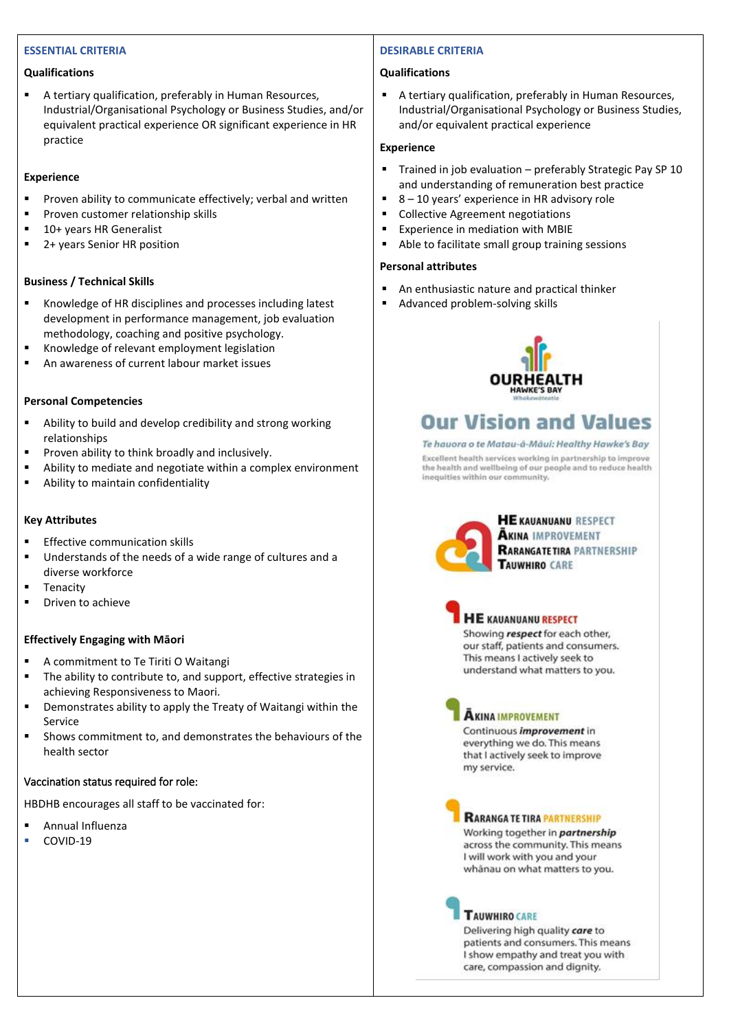## ESSENTIAL CRITERIA

### Qualifications

- A tertiary qualification, preferably in Human Resources, Industrial/Organisational Psychology or Business Studies, and/or equivalent practical experience OR significant experience in HR practice

### Experience

- Proven ability to communicate effectively; verbal and written
- Proven customer relationship skills
- 10+ years HR Generalist
- 2+ years Senior HR position

### Business / Technical Skills

- Knowledge of HR disciplines and processes including latest development in performance management, job evaluation methodology, coaching and positive psychology.
- Knowledge of relevant employment legislation
- An awareness of current labour market issues

### Personal Competencies

- Ability to build and develop credibility and strong working relationships
- Proven ability to think broadly and inclusively.
- Ability to mediate and negotiate within a complex environment
- Ability to maintain confidentiality

### Key Attributes

- Effective communication skills
- Understands the needs of a wide range of cultures and a diverse workforce
- Tenacity
- Driven to achieve

### Effectively Engaging with Māori

- A commitment to Te Tiriti O Waitangi
- The ability to contribute to, and support, effective strategies in achieving Responsiveness to Maori.
- Demonstrates ability to apply the Treaty of Waitangi within the Service
- Shows commitment to, and demonstrates the behaviours of the health sector

Vaccination status required for role:

HBDHB encourages all staff to be vaccinated for:

- Annual Influenza
- COVID-19

## DESIRABLE CRITERIA

### Qualifications

- A tertiary qualification, preferably in Human Resources, Industrial/Organisational Psychology or Business Studies, and/or equivalent practical experience

### Experience

- Trained in job evaluation – preferably Strategic Pay SP 10 and understanding of remuneration best practice
- 8 – 10 years' experience in HR advisory role
- Collective Agreement negotiations
- Experience in mediation with MBIE
- Able to facilitate small group training sessions

### Personal attributes

- An enthusiastic nature and practical thinker
- Advanced problem-solving skills

OURHEALTH HAWKE'S BAY Whakawāteatia

## Our Vision and Values

*Te hauora o te Matau-ā-Māui: Healthy Hawke's Bay*

Excellent health services working in partnership to improve the health and wellbeing of our people and to reduce health inequities within our community.

HE KAUANUANU RESPECT
ĀKINA IMPROVEMENT
RARANGA TE TIRA PARTNERSHIP
TAUWHIRO CARE

**HE KAUANUANU RESPECT**
Showing ***respect*** for each other, our staff, patients and consumers. This means I actively seek to understand what matters to you.

**ĀKINA IMPROVEMENT**
Continuous ***improvement*** in everything we do. This means that I actively seek to improve my service.

**RARANGA TE TIRA PARTNERSHIP**
Working together in ***partnership*** across the community. This means I will work with you and your whānau on what matters to you.

**TAUWHIRO CARE**
Delivering high quality ***care*** to patients and consumers. This means I show empathy and treat you with care, compassion and dignity.